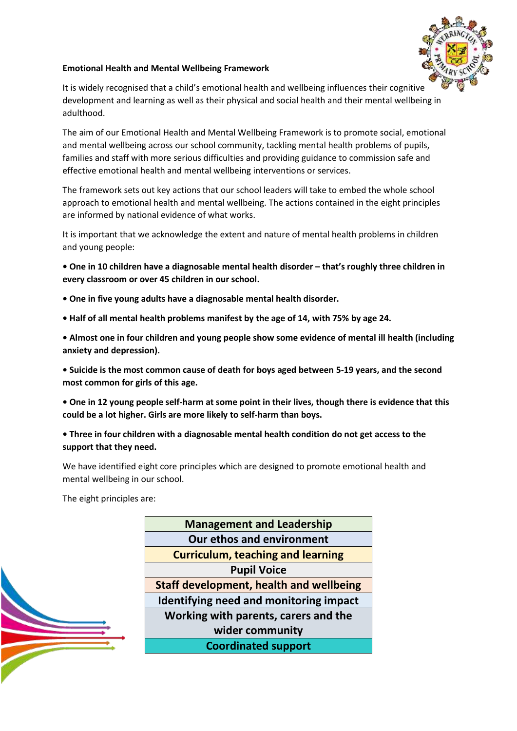**Emotional Health and Mental Wellbeing Framework**

It is widely recognised that a child's emotional health and wellbeing influences their cognitive development and learning as well as their physical and social health and their mental wellbeing in adulthood.

The aim of our Emotional Health and Mental Wellbeing Framework is to promote social, emotional and mental wellbeing across our school community, tackling mental health problems of pupils, families and staff with more serious difficulties and providing guidance to commission safe and effective emotional health and mental wellbeing interventions or services.

The framework sets out key actions that our school leaders will take to embed the whole school approach to emotional health and mental wellbeing. The actions contained in the eight principles are informed by national evidence of what works.

It is important that we acknowledge the extent and nature of mental health problems in children and young people:

- **One in 10 children have a diagnosable mental health disorder – that's roughly three children in every classroom or over 45 children in our school.**
- **One in five young adults have a diagnosable mental health disorder.**
- **Half of all mental health problems manifest by the age of 14, with 75% by age 24.**
- **Almost one in four children and young people show some evidence of mental ill health (including anxiety and depression).**
- **Suicide is the most common cause of death for boys aged between 5-19 years, and the second most common for girls of this age.**
- **One in 12 young people self-harm at some point in their lives, though there is evidence that this could be a lot higher. Girls are more likely to self-harm than boys.**
- **Three in four children with a diagnosable mental health condition do not get access to the support that they need.**

We have identified eight core principles which are designed to promote emotional health and mental wellbeing in our school.

The eight principles are:

| Management and Leadership |
|---|
| Our ethos and environment |
| Curriculum, teaching and learning |
| Pupil Voice |
| Staff development, health and wellbeing |
| Identifying need and monitoring impact |
| Working with parents, carers and the wider community |
| Coordinated support |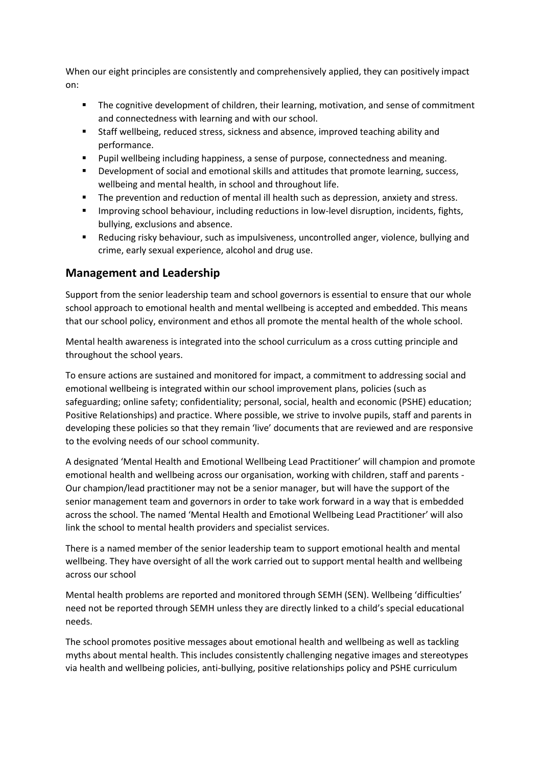When our eight principles are consistently and comprehensively applied, they can positively impact on:

- The cognitive development of children, their learning, motivation, and sense of commitment and connectedness with learning and with our school.
- Staff wellbeing, reduced stress, sickness and absence, improved teaching ability and performance.
- Pupil wellbeing including happiness, a sense of purpose, connectedness and meaning.
- Development of social and emotional skills and attitudes that promote learning, success, wellbeing and mental health, in school and throughout life.
- The prevention and reduction of mental ill health such as depression, anxiety and stress.
- Improving school behaviour, including reductions in low-level disruption, incidents, fights, bullying, exclusions and absence.
- Reducing risky behaviour, such as impulsiveness, uncontrolled anger, violence, bullying and crime, early sexual experience, alcohol and drug use.

## Management and Leadership

Support from the senior leadership team and school governors is essential to ensure that our whole school approach to emotional health and mental wellbeing is accepted and embedded. This means that our school policy, environment and ethos all promote the mental health of the whole school.

Mental health awareness is integrated into the school curriculum as a cross cutting principle and throughout the school years.

To ensure actions are sustained and monitored for impact, a commitment to addressing social and emotional wellbeing is integrated within our school improvement plans, policies (such as safeguarding; online safety; confidentiality; personal, social, health and economic (PSHE) education; Positive Relationships) and practice. Where possible, we strive to involve pupils, staff and parents in developing these policies so that they remain 'live' documents that are reviewed and are responsive to the evolving needs of our school community.

A designated 'Mental Health and Emotional Wellbeing Lead Practitioner' will champion and promote emotional health and wellbeing across our organisation, working with children, staff and parents - Our champion/lead practitioner may not be a senior manager, but will have the support of the senior management team and governors in order to take work forward in a way that is embedded across the school. The named 'Mental Health and Emotional Wellbeing Lead Practitioner' will also link the school to mental health providers and specialist services.

There is a named member of the senior leadership team to support emotional health and mental wellbeing. They have oversight of all the work carried out to support mental health and wellbeing across our school

Mental health problems are reported and monitored through SEMH (SEN). Wellbeing 'difficulties' need not be reported through SEMH unless they are directly linked to a child's special educational needs.

The school promotes positive messages about emotional health and wellbeing as well as tackling myths about mental health. This includes consistently challenging negative images and stereotypes via health and wellbeing policies, anti-bullying, positive relationships policy and PSHE curriculum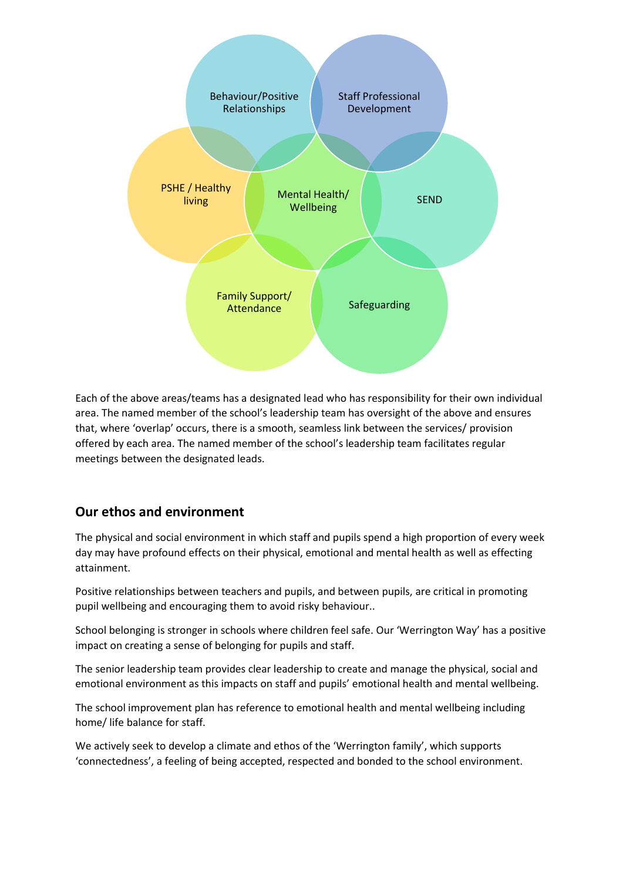Behaviour/Positive Relationships

Staff Professional Development

PSHE / Healthy living

Mental Health/ Wellbeing

SEND

Family Support/ Attendance

Safeguarding

Each of the above areas/teams has a designated lead who has responsibility for their own individual area. The named member of the school's leadership team has oversight of the above and ensures that, where 'overlap' occurs, there is a smooth, seamless link between the services/ provision offered by each area. The named member of the school's leadership team facilitates regular meetings between the designated leads.

## Our ethos and environment

The physical and social environment in which staff and pupils spend a high proportion of every week day may have profound effects on their physical, emotional and mental health as well as effecting attainment.

Positive relationships between teachers and pupils, and between pupils, are critical in promoting pupil wellbeing and encouraging them to avoid risky behaviour..

School belonging is stronger in schools where children feel safe. Our 'Werrington Way' has a positive impact on creating a sense of belonging for pupils and staff.

The senior leadership team provides clear leadership to create and manage the physical, social and emotional environment as this impacts on staff and pupils' emotional health and mental wellbeing.

The school improvement plan has reference to emotional health and mental wellbeing including home/ life balance for staff.

We actively seek to develop a climate and ethos of the 'Werrington family', which supports 'connectedness', a feeling of being accepted, respected and bonded to the school environment.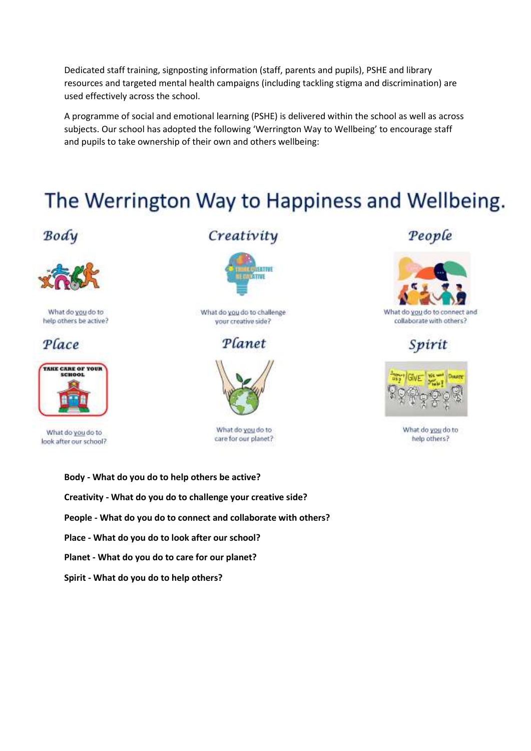Dedicated staff training, signposting information (staff, parents and pupils), PSHE and library resources and targeted mental health campaigns (including tackling stigma and discrimination) are used effectively across the school.

A programme of social and emotional learning (PSHE) is delivered within the school as well as across subjects. Our school has adopted the following 'Werrington Way to Wellbeing' to encourage staff and pupils to take ownership of their own and others wellbeing:

# The Werrington Way to Happiness and Wellbeing.

*Body*

What do you do to help others be active?

*Creativity*

What do you do to challenge your creative side?

*People*

What do you do to connect and collaborate with others?

*Place*

What do you do to look after our school?

*Planet*

What do you do to care for our planet?

*Spirit*

What do you do to help others?

**Body - What do you do to help others be active?**

**Creativity - What do you do to challenge your creative side?**

**People - What do you do to connect and collaborate with others?**

**Place - What do you do to look after our school?**

**Planet - What do you do to care for our planet?**

**Spirit - What do you do to help others?**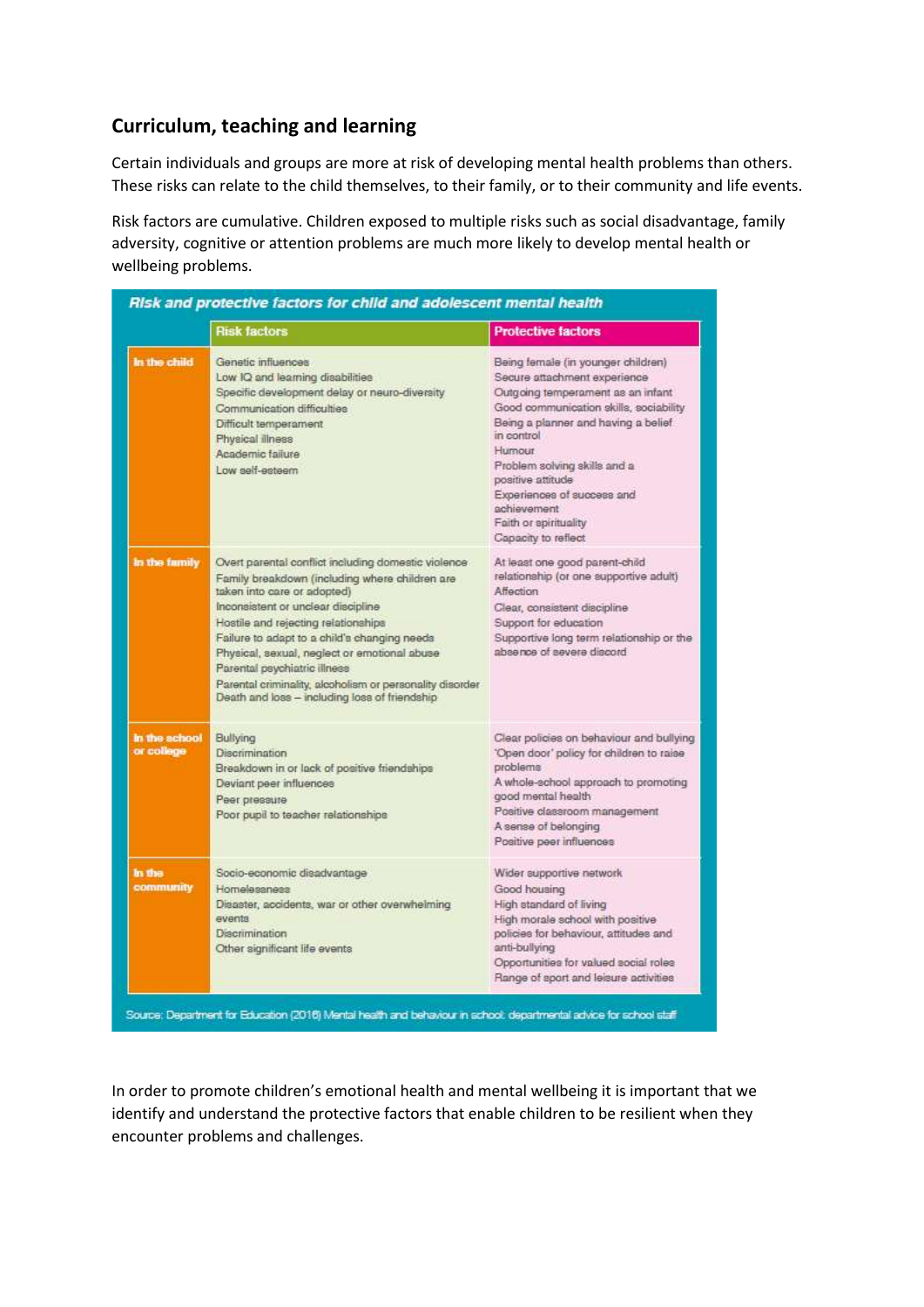## Curriculum, teaching and learning

Certain individuals and groups are more at risk of developing mental health problems than others. These risks can relate to the child themselves, to their family, or to their community and life events.

Risk factors are cumulative. Children exposed to multiple risks such as social disadvantage, family adversity, cognitive or attention problems are much more likely to develop mental health or wellbeing problems.

**Risk and protective factors for child and adolescent mental health**

| | Risk factors | Protective factors |
|---|---|---|
| In the child | Genetic influences<br>Low IQ and learning disabilities<br>Specific development delay or neuro-diversity<br>Communication difficulties<br>Difficult temperament<br>Physical illness<br>Academic failure<br>Low self-esteem | Being female (in younger children)<br>Secure attachment experience<br>Outgoing temperament as an infant<br>Good communication skills, sociability<br>Being a planner and having a belief in control<br>Humour<br>Problem solving skills and a positive attitude<br>Experiences of success and achievement<br>Faith or spirituality<br>Capacity to reflect |
| In the family | Overt parental conflict including domestic violence<br>Family breakdown (including where children are taken into care or adopted)<br>Inconsistent or unclear discipline<br>Hostile and rejecting relationships<br>Failure to adapt to a child's changing needs<br>Physical, sexual, neglect or emotional abuse<br>Parental psychiatric illness<br>Parental criminality, alcoholism or personality disorder<br>Death and loss – including loss of friendship | At least one good parent-child relationship (or one supportive adult)<br>Affection<br>Clear, consistent discipline<br>Support for education<br>Supportive long term relationship or the absence of severe discord |
| In the school or college | Bullying<br>Discrimination<br>Breakdown in or lack of positive friendships<br>Deviant peer influences<br>Peer pressure<br>Poor pupil to teacher relationships | Clear policies on behaviour and bullying<br>'Open door' policy for children to raise problems<br>A whole-school approach to promoting good mental health<br>Positive classroom management<br>A sense of belonging<br>Positive peer influences |
| In the community | Socio-economic disadvantage<br>Homelessness<br>Disaster, accidents, war or other overwhelming events<br>Discrimination<br>Other significant life events | Wider supportive network<br>Good housing<br>High standard of living<br>High morale school with positive policies for behaviour, attitudes and anti-bullying<br>Opportunities for valued social roles<br>Range of sport and leisure activities |

Source: Department for Education (2016) Mental health and behaviour in school: departmental advice for school staff

In order to promote children's emotional health and mental wellbeing it is important that we identify and understand the protective factors that enable children to be resilient when they encounter problems and challenges.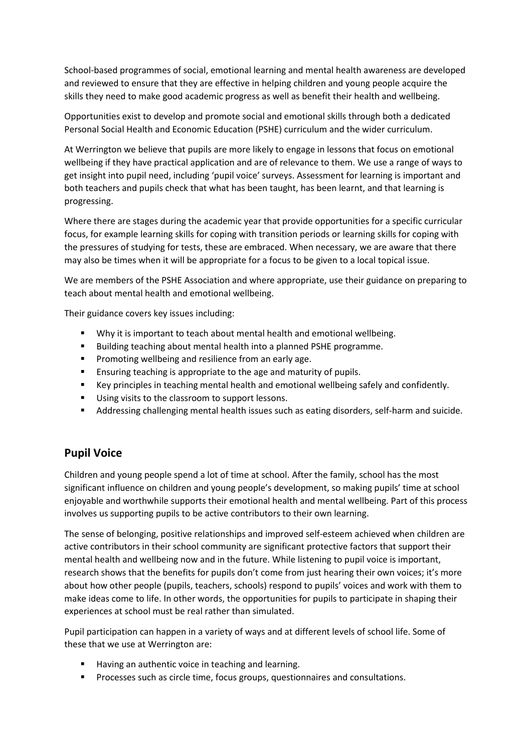School-based programmes of social, emotional learning and mental health awareness are developed and reviewed to ensure that they are effective in helping children and young people acquire the skills they need to make good academic progress as well as benefit their health and wellbeing.

Opportunities exist to develop and promote social and emotional skills through both a dedicated Personal Social Health and Economic Education (PSHE) curriculum and the wider curriculum.

At Werrington we believe that pupils are more likely to engage in lessons that focus on emotional wellbeing if they have practical application and are of relevance to them. We use a range of ways to get insight into pupil need, including 'pupil voice' surveys. Assessment for learning is important and both teachers and pupils check that what has been taught, has been learnt, and that learning is progressing.

Where there are stages during the academic year that provide opportunities for a specific curricular focus, for example learning skills for coping with transition periods or learning skills for coping with the pressures of studying for tests, these are embraced. When necessary, we are aware that there may also be times when it will be appropriate for a focus to be given to a local topical issue.

We are members of the PSHE Association and where appropriate, use their guidance on preparing to teach about mental health and emotional wellbeing.

Their guidance covers key issues including:

- Why it is important to teach about mental health and emotional wellbeing.
- Building teaching about mental health into a planned PSHE programme.
- Promoting wellbeing and resilience from an early age.
- Ensuring teaching is appropriate to the age and maturity of pupils.
- Key principles in teaching mental health and emotional wellbeing safely and confidently.
- Using visits to the classroom to support lessons.
- Addressing challenging mental health issues such as eating disorders, self-harm and suicide.

## Pupil Voice

Children and young people spend a lot of time at school. After the family, school has the most significant influence on children and young people's development, so making pupils' time at school enjoyable and worthwhile supports their emotional health and mental wellbeing. Part of this process involves us supporting pupils to be active contributors to their own learning.

The sense of belonging, positive relationships and improved self-esteem achieved when children are active contributors in their school community are significant protective factors that support their mental health and wellbeing now and in the future. While listening to pupil voice is important, research shows that the benefits for pupils don't come from just hearing their own voices; it's more about how other people (pupils, teachers, schools) respond to pupils' voices and work with them to make ideas come to life. In other words, the opportunities for pupils to participate in shaping their experiences at school must be real rather than simulated.

Pupil participation can happen in a variety of ways and at different levels of school life. Some of these that we use at Werrington are:

- Having an authentic voice in teaching and learning.
- Processes such as circle time, focus groups, questionnaires and consultations.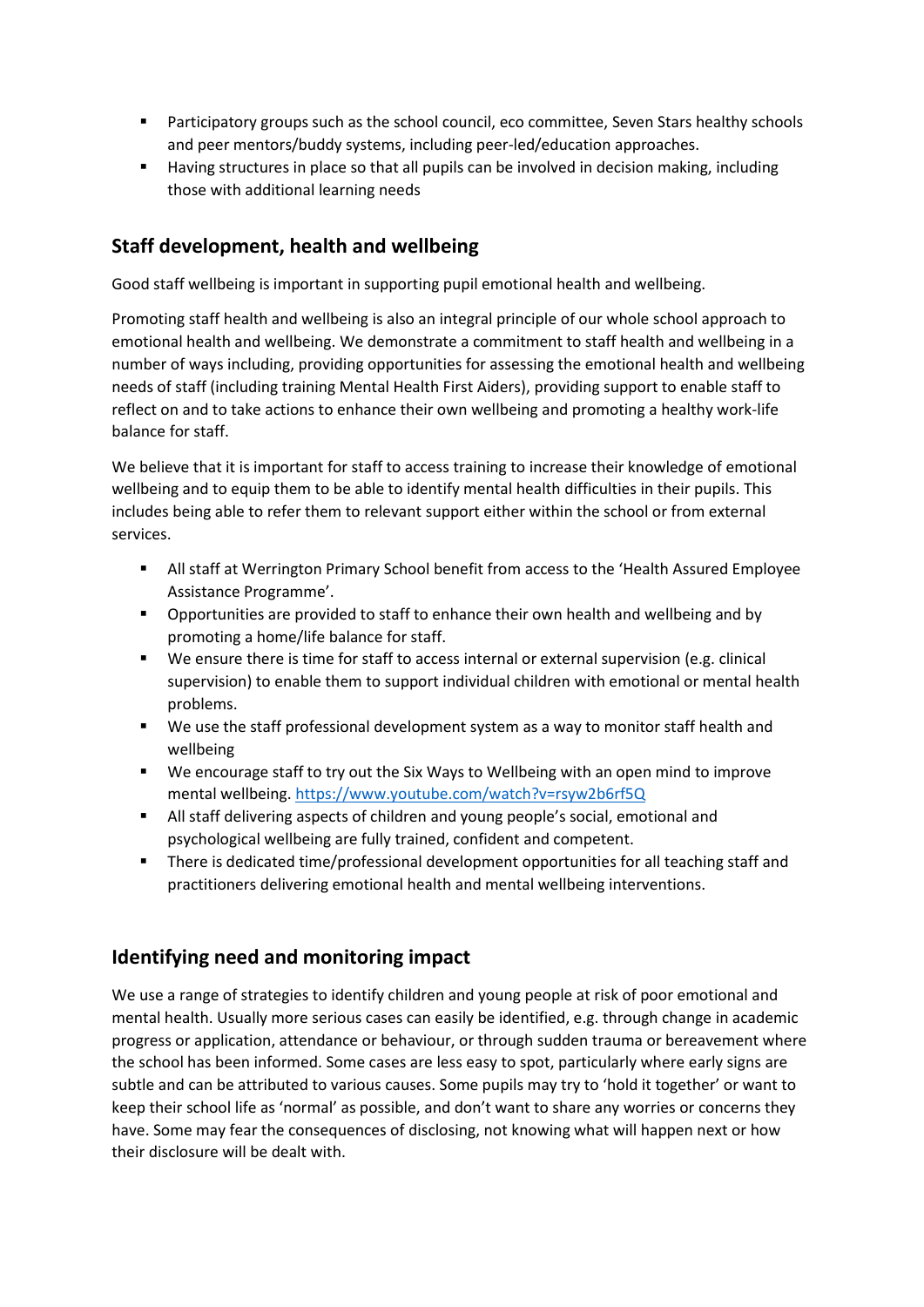- Participatory groups such as the school council, eco committee, Seven Stars healthy schools and peer mentors/buddy systems, including peer-led/education approaches.
- Having structures in place so that all pupils can be involved in decision making, including those with additional learning needs

## Staff development, health and wellbeing

Good staff wellbeing is important in supporting pupil emotional health and wellbeing.

Promoting staff health and wellbeing is also an integral principle of our whole school approach to emotional health and wellbeing. We demonstrate a commitment to staff health and wellbeing in a number of ways including, providing opportunities for assessing the emotional health and wellbeing needs of staff (including training Mental Health First Aiders), providing support to enable staff to reflect on and to take actions to enhance their own wellbeing and promoting a healthy work-life balance for staff.

We believe that it is important for staff to access training to increase their knowledge of emotional wellbeing and to equip them to be able to identify mental health difficulties in their pupils. This includes being able to refer them to relevant support either within the school or from external services.

- All staff at Werrington Primary School benefit from access to the 'Health Assured Employee Assistance Programme'.
- Opportunities are provided to staff to enhance their own health and wellbeing and by promoting a home/life balance for staff.
- We ensure there is time for staff to access internal or external supervision (e.g. clinical supervision) to enable them to support individual children with emotional or mental health problems.
- We use the staff professional development system as a way to monitor staff health and wellbeing
- We encourage staff to try out the Six Ways to Wellbeing with an open mind to improve mental wellbeing. [https://www.youtube.com/watch?v=rsyw2b6rf5Q](https://www.youtube.com/watch?v=rsyw2b6rf5Q)
- All staff delivering aspects of children and young people's social, emotional and psychological wellbeing are fully trained, confident and competent.
- There is dedicated time/professional development opportunities for all teaching staff and practitioners delivering emotional health and mental wellbeing interventions.

## Identifying need and monitoring impact

We use a range of strategies to identify children and young people at risk of poor emotional and mental health. Usually more serious cases can easily be identified, e.g. through change in academic progress or application, attendance or behaviour, or through sudden trauma or bereavement where the school has been informed. Some cases are less easy to spot, particularly where early signs are subtle and can be attributed to various causes. Some pupils may try to 'hold it together' or want to keep their school life as 'normal' as possible, and don't want to share any worries or concerns they have. Some may fear the consequences of disclosing, not knowing what will happen next or how their disclosure will be dealt with.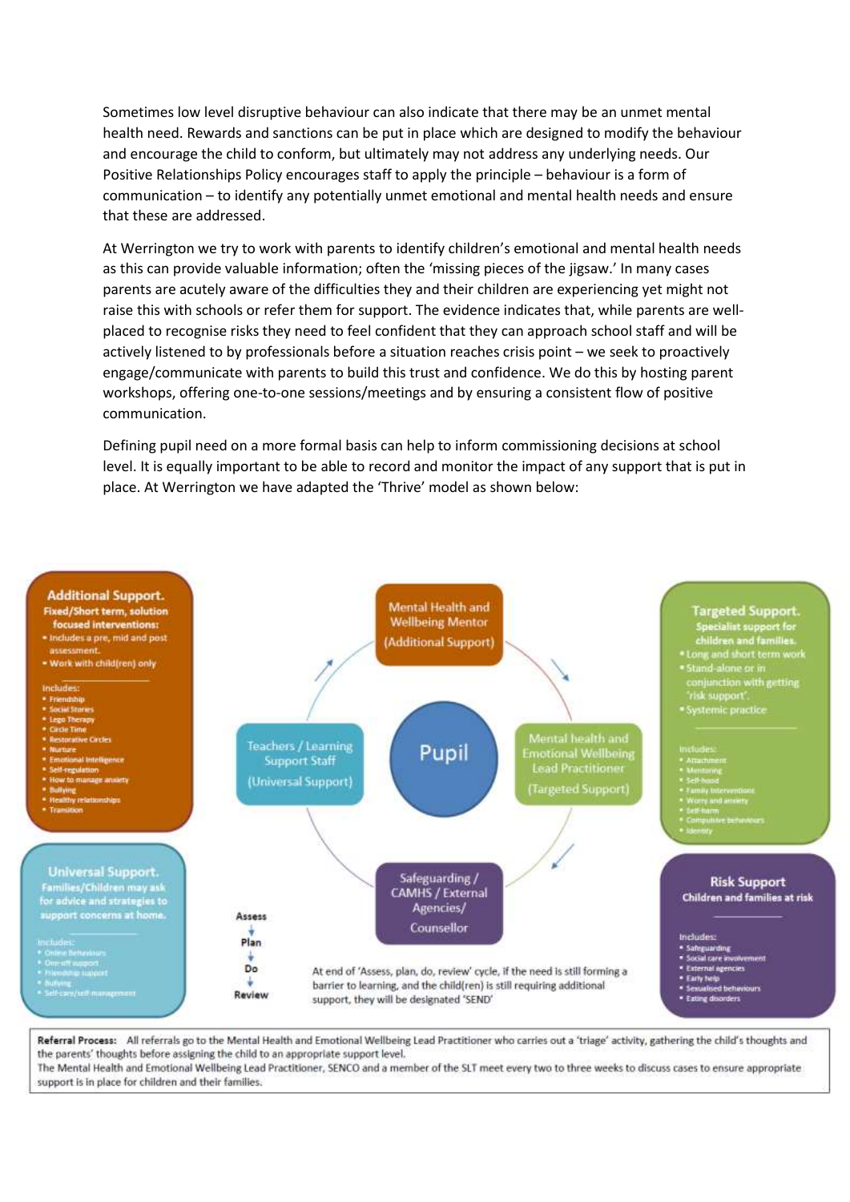Sometimes low level disruptive behaviour can also indicate that there may be an unmet mental health need. Rewards and sanctions can be put in place which are designed to modify the behaviour and encourage the child to conform, but ultimately may not address any underlying needs. Our Positive Relationships Policy encourages staff to apply the principle – behaviour is a form of communication – to identify any potentially unmet emotional and mental health needs and ensure that these are addressed.

At Werrington we try to work with parents to identify children's emotional and mental health needs as this can provide valuable information; often the 'missing pieces of the jigsaw.' In many cases parents are acutely aware of the difficulties they and their children are experiencing yet might not raise this with schools or refer them for support. The evidence indicates that, while parents are well-placed to recognise risks they need to feel confident that they can approach school staff and will be actively listened to by professionals before a situation reaches crisis point – we seek to proactively engage/communicate with parents to build this trust and confidence. We do this by hosting parent workshops, offering one-to-one sessions/meetings and by ensuring a consistent flow of positive communication.

Defining pupil need on a more formal basis can help to inform commissioning decisions at school level. It is equally important to be able to record and monitor the impact of any support that is put in place. At Werrington we have adapted the 'Thrive' model as shown below:

**Additional Support.**
**Fixed/Short term, solution focused interventions:**
- Includes a pre, mid and post assessment.
- Work with child(ren) only

Includes:
- Friendship
- Social Stories
- Lego Therapy
- Circle Time
- Restorative Circles
- Nurture
- Emotional Intelligence
- Self-regulation
- How to manage anxiety
- Bullying
- Healthy relationships
- Transition

**Universal Support.**
Families/Children may ask for advice and strategies to support concerns at home.

Includes:
- Online Behaviours
- One-off support
- Friendship support
- Bullying
- Self-care/self-management

**Pupil**

- Mental Health and Wellbeing Mentor (Additional Support)
- Mental health and Emotional Wellbeing Lead Practitioner (Targeted Support)
- Safeguarding / CAMHS / External Agencies/ Counsellor
- Teachers / Learning Support Staff (Universal Support)

Assess → Plan → Do → Review

At end of 'Assess, plan, do, review' cycle, if the need is still forming a barrier to learning, and the child(ren) is still requiring additional support, they will be designated 'SEND'

**Targeted Support.**
**Specialist support for children and families.**
- Long and short term work
- Stand-alone or in conjunction with getting 'risk support'.
- Systemic practice

Includes:
- Attachment
- Mentoring
- Self-hood
- Family interventions
- Worry and anxiety
- Self-harm
- Compulsive behaviours
- Identity

**Risk Support**
**Children and families at risk**

Includes:
- Safeguarding
- Social care involvement
- External agencies
- Early help
- Sexualised behaviours
- Eating disorders

**Referral Process:** All referrals go to the Mental Health and Emotional Wellbeing Lead Practitioner who carries out a 'triage' activity, gathering the child's thoughts and the parents' thoughts before assigning the child to an appropriate support level.
The Mental Health and Emotional Wellbeing Lead Practitioner, SENCO and a member of the SLT meet every two to three weeks to discuss cases to ensure appropriate support is in place for children and their families.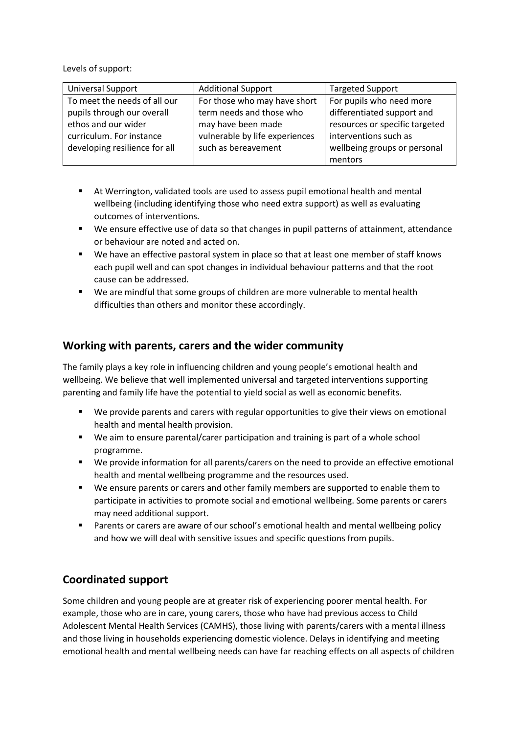Levels of support:

| Universal Support | Additional Support | Targeted Support |
| --- | --- | --- |
| To meet the needs of all our pupils through our overall ethos and our wider curriculum. For instance developing resilience for all | For those who may have short term needs and those who may have been made vulnerable by life experiences such as bereavement | For pupils who need more differentiated support and resources or specific targeted interventions such as wellbeing groups or personal mentors |

- At Werrington, validated tools are used to assess pupil emotional health and mental wellbeing (including identifying those who need extra support) as well as evaluating outcomes of interventions.
- We ensure effective use of data so that changes in pupil patterns of attainment, attendance or behaviour are noted and acted on.
- We have an effective pastoral system in place so that at least one member of staff knows each pupil well and can spot changes in individual behaviour patterns and that the root cause can be addressed.
- We are mindful that some groups of children are more vulnerable to mental health difficulties than others and monitor these accordingly.

## Working with parents, carers and the wider community

The family plays a key role in influencing children and young people's emotional health and wellbeing. We believe that well implemented universal and targeted interventions supporting parenting and family life have the potential to yield social as well as economic benefits.

- We provide parents and carers with regular opportunities to give their views on emotional health and mental health provision.
- We aim to ensure parental/carer participation and training is part of a whole school programme.
- We provide information for all parents/carers on the need to provide an effective emotional health and mental wellbeing programme and the resources used.
- We ensure parents or carers and other family members are supported to enable them to participate in activities to promote social and emotional wellbeing. Some parents or carers may need additional support.
- Parents or carers are aware of our school's emotional health and mental wellbeing policy and how we will deal with sensitive issues and specific questions from pupils.

## Coordinated support

Some children and young people are at greater risk of experiencing poorer mental health. For example, those who are in care, young carers, those who have had previous access to Child Adolescent Mental Health Services (CAMHS), those living with parents/carers with a mental illness and those living in households experiencing domestic violence. Delays in identifying and meeting emotional health and mental wellbeing needs can have far reaching effects on all aspects of children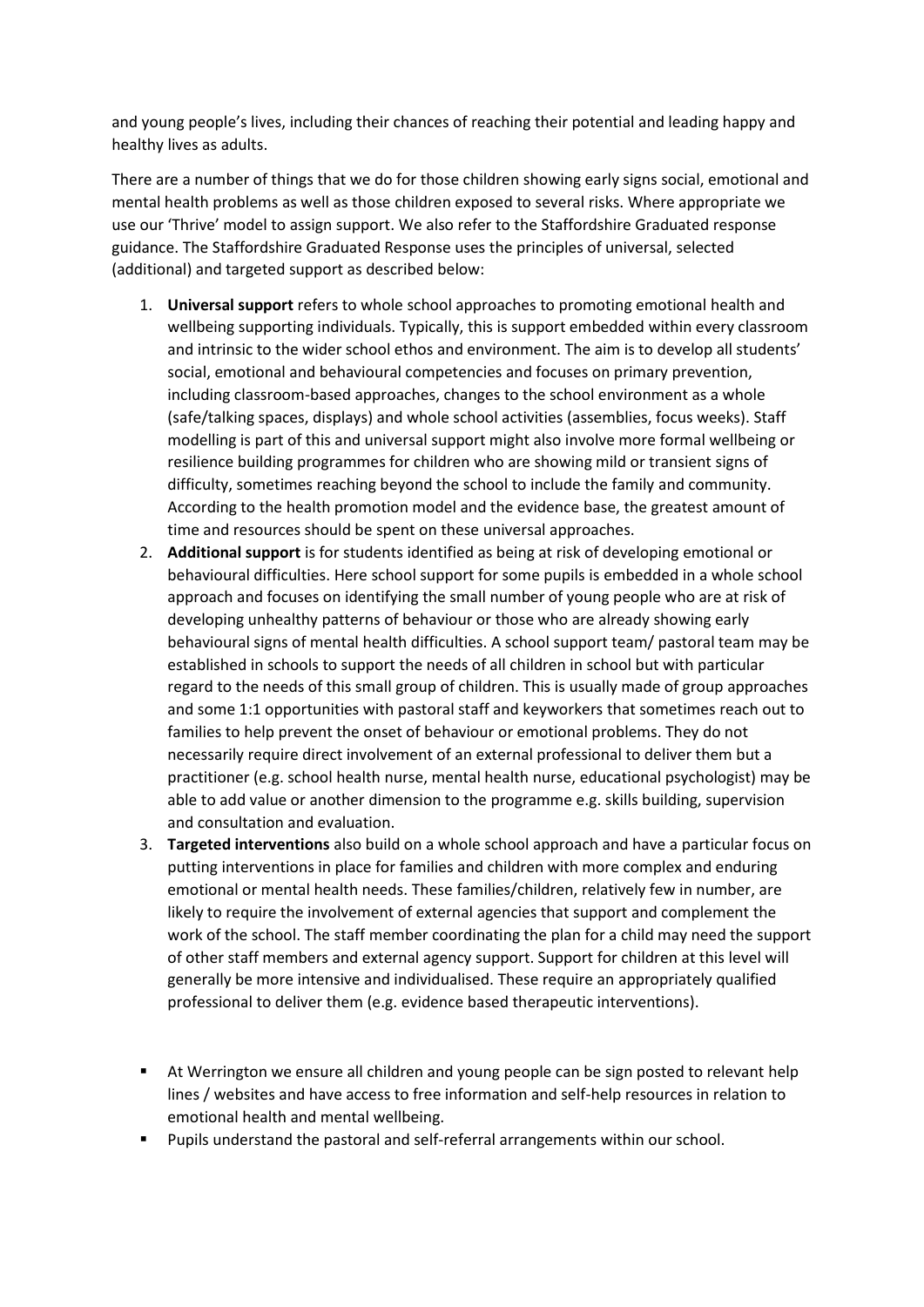and young people's lives, including their chances of reaching their potential and leading happy and healthy lives as adults.

There are a number of things that we do for those children showing early signs social, emotional and mental health problems as well as those children exposed to several risks. Where appropriate we use our 'Thrive' model to assign support. We also refer to the Staffordshire Graduated response guidance. The Staffordshire Graduated Response uses the principles of universal, selected (additional) and targeted support as described below:

1. **Universal support** refers to whole school approaches to promoting emotional health and wellbeing supporting individuals. Typically, this is support embedded within every classroom and intrinsic to the wider school ethos and environment. The aim is to develop all students' social, emotional and behavioural competencies and focuses on primary prevention, including classroom-based approaches, changes to the school environment as a whole (safe/talking spaces, displays) and whole school activities (assemblies, focus weeks). Staff modelling is part of this and universal support might also involve more formal wellbeing or resilience building programmes for children who are showing mild or transient signs of difficulty, sometimes reaching beyond the school to include the family and community. According to the health promotion model and the evidence base, the greatest amount of time and resources should be spent on these universal approaches.
2. **Additional support** is for students identified as being at risk of developing emotional or behavioural difficulties. Here school support for some pupils is embedded in a whole school approach and focuses on identifying the small number of young people who are at risk of developing unhealthy patterns of behaviour or those who are already showing early behavioural signs of mental health difficulties. A school support team/ pastoral team may be established in schools to support the needs of all children in school but with particular regard to the needs of this small group of children. This is usually made of group approaches and some 1:1 opportunities with pastoral staff and keyworkers that sometimes reach out to families to help prevent the onset of behaviour or emotional problems. They do not necessarily require direct involvement of an external professional to deliver them but a practitioner (e.g. school health nurse, mental health nurse, educational psychologist) may be able to add value or another dimension to the programme e.g. skills building, supervision and consultation and evaluation.
3. **Targeted interventions** also build on a whole school approach and have a particular focus on putting interventions in place for families and children with more complex and enduring emotional or mental health needs. These families/children, relatively few in number, are likely to require the involvement of external agencies that support and complement the work of the school. The staff member coordinating the plan for a child may need the support of other staff members and external agency support. Support for children at this level will generally be more intensive and individualised. These require an appropriately qualified professional to deliver them (e.g. evidence based therapeutic interventions).

- At Werrington we ensure all children and young people can be sign posted to relevant help lines / websites and have access to free information and self-help resources in relation to emotional health and mental wellbeing.
- Pupils understand the pastoral and self-referral arrangements within our school.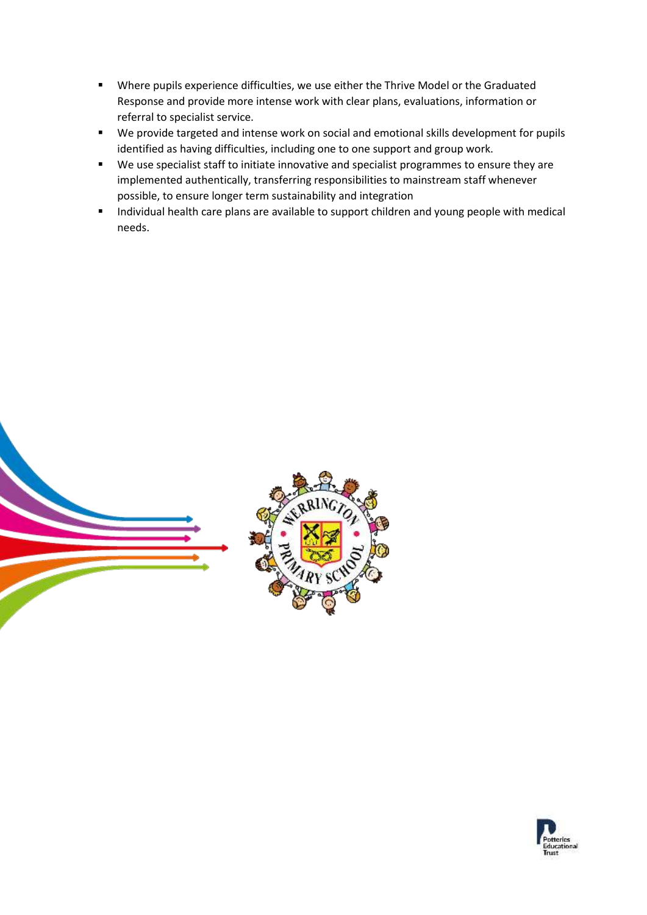- Where pupils experience difficulties, we use either the Thrive Model or the Graduated Response and provide more intense work with clear plans, evaluations, information or referral to specialist service.
- We provide targeted and intense work on social and emotional skills development for pupils identified as having difficulties, including one to one support and group work.
- We use specialist staff to initiate innovative and specialist programmes to ensure they are implemented authentically, transferring responsibilities to mainstream staff whenever possible, to ensure longer term sustainability and integration
- Individual health care plans are available to support children and young people with medical needs.